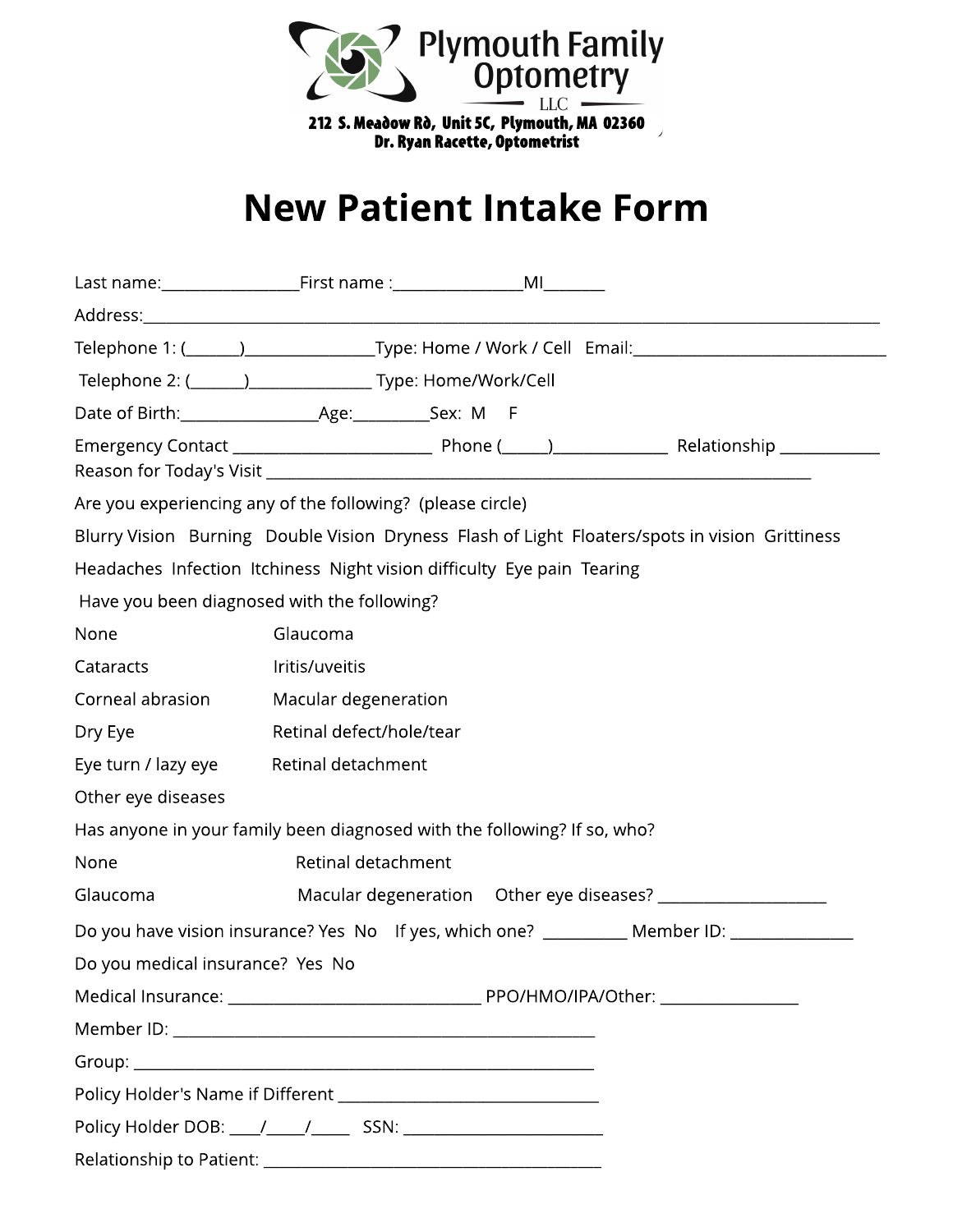Plymouth Family Optometry LLC

212 S. Meadow Rd, Unit 5C, Plymouth, MA 02360

Dr. Ryan Racette, Optometrist

# New Patient Intake Form

Last name:________________First name :_______________MI_______

Address:___________________________________________________________________________________

Telephone 1: (______)_______________Type: Home / Work / Cell   Email:______________________________

Telephone 2: (______)______________ Type: Home/Work/Cell

Date of Birth:________________Age:_________Sex:  M     F

Emergency Contact _______________________  Phone (_____)_____________  Relationship ___________

Reason for Today's Visit ________________________________________________________________

Are you experiencing any of the following?  (please circle)

Blurry Vision   Burning   Double Vision  Dryness  Flash of Light  Floaters/spots in vision  Grittiness

Headaches  Infection  Itchiness  Night vision difficulty  Eye pain  Tearing

Have you been diagnosed with the following?

None                    Glaucoma

Cataracts               Iritis/uveitis

Corneal abrasion        Macular degeneration

Dry Eye                 Retinal defect/hole/tear

Eye turn / lazy eye     Retinal detachment

Other eye diseases

Has anyone in your family been diagnosed with the following? If so, who?

None                    Retinal detachment

Glaucoma                Macular degeneration    Other eye diseases? ____________________

Do you have vision insurance? Yes  No    If yes, which one?  __________ Member ID: _______________

Do you medical insurance?  Yes  No

Medical Insurance: ______________________________ PPO/HMO/IPA/Other: ________________

Member ID: __________________________________________________

Group: ______________________________________________________

Policy Holder's Name if Different ______________________________

Policy Holder DOB: ___/____/____    SSN: ________________________

Relationship to Patient: _________________________________________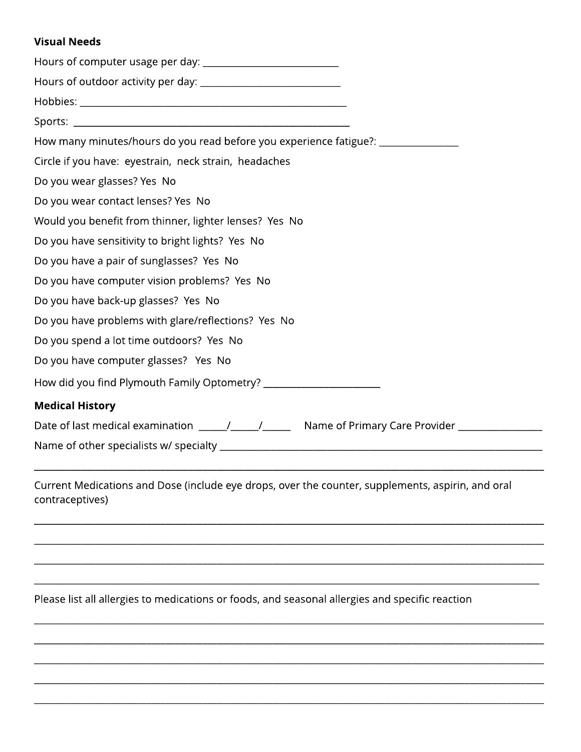**Visual Needs**

Hours of computer usage per day: ____________________________

Hours of outdoor activity per day: ____________________________

Hobbies: ________________________________________________________

Sports: ________________________________________________________

How many minutes/hours do you read before you experience fatigue?: ________________

Circle if you have: eyestrain, neck strain, headaches

Do you wear glasses? Yes No

Do you wear contact lenses? Yes No

Would you benefit from thinner, lighter lenses? Yes No

Do you have sensitivity to bright lights? Yes No

Do you have a pair of sunglasses? Yes No

Do you have computer vision problems? Yes No

Do you have back-up glasses? Yes No

Do you have problems with glare/reflections? Yes No

Do you spend a lot time outdoors? Yes No

Do you have computer glasses? Yes No

How did you find Plymouth Family Optometry? ________________________

**Medical History**

Date of last medical examination ______/______/______ Name of Primary Care Provider _________________

Name of other specialists w/ specialty ________________________________________________________________

________________________________________________________________________________________________

Current Medications and Dose (include eye drops, over the counter, supplements, aspirin, and oral contraceptives)

________________________________________________________________________________________________

________________________________________________________________________________________________

________________________________________________________________________________________________

________________________________________________________________________________________________

Please list all allergies to medications or foods, and seasonal allergies and specific reaction

________________________________________________________________________________________________

________________________________________________________________________________________________

________________________________________________________________________________________________

________________________________________________________________________________________________

________________________________________________________________________________________________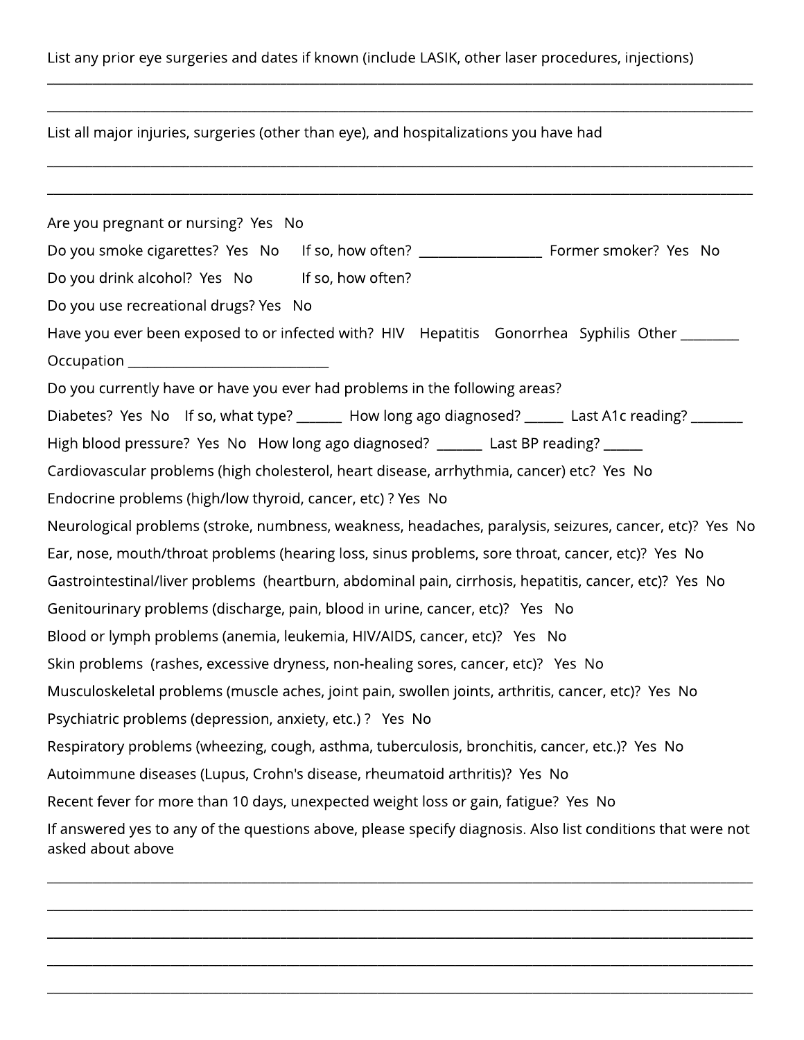List any prior eye surgeries and dates if known (include LASIK, other laser procedures, injections)

______________________________________________________________________________________________

______________________________________________________________________________________________

List all major injuries, surgeries (other than eye), and hospitalizations you have had

______________________________________________________________________________________________

______________________________________________________________________________________________

Are you pregnant or nursing? Yes No

Do you smoke cigarettes? Yes No If so, how often? __________________ Former smoker? Yes No

Do you drink alcohol? Yes No If so, how often?

Do you use recreational drugs? Yes No

Have you ever been exposed to or infected with? HIV Hepatitis Gonorrhea Syphilis Other _________

Occupation ______________________________

Do you currently have or have you ever had problems in the following areas?

Diabetes? Yes No If so, what type? _______ How long ago diagnosed? ______ Last A1c reading? ________

High blood pressure? Yes No How long ago diagnosed? _______ Last BP reading? ______

Cardiovascular problems (high cholesterol, heart disease, arrhythmia, cancer) etc? Yes No

Endocrine problems (high/low thyroid, cancer, etc) ? Yes No

Neurological problems (stroke, numbness, weakness, headaches, paralysis, seizures, cancer, etc)? Yes No

Ear, nose, mouth/throat problems (hearing loss, sinus problems, sore throat, cancer, etc)? Yes No

Gastrointestinal/liver problems (heartburn, abdominal pain, cirrhosis, hepatitis, cancer, etc)? Yes No

Genitourinary problems (discharge, pain, blood in urine, cancer, etc)? Yes No

Blood or lymph problems (anemia, leukemia, HIV/AIDS, cancer, etc)? Yes No

Skin problems (rashes, excessive dryness, non-healing sores, cancer, etc)? Yes No

Musculoskeletal problems (muscle aches, joint pain, swollen joints, arthritis, cancer, etc)? Yes No

Psychiatric problems (depression, anxiety, etc.) ? Yes No

Respiratory problems (wheezing, cough, asthma, tuberculosis, bronchitis, cancer, etc.)? Yes No

Autoimmune diseases (Lupus, Crohn's disease, rheumatoid arthritis)? Yes No

Recent fever for more than 10 days, unexpected weight loss or gain, fatigue? Yes No

If answered yes to any of the questions above, please specify diagnosis. Also list conditions that were not asked about above

______________________________________________________________________________________________

______________________________________________________________________________________________

______________________________________________________________________________________________

______________________________________________________________________________________________

______________________________________________________________________________________________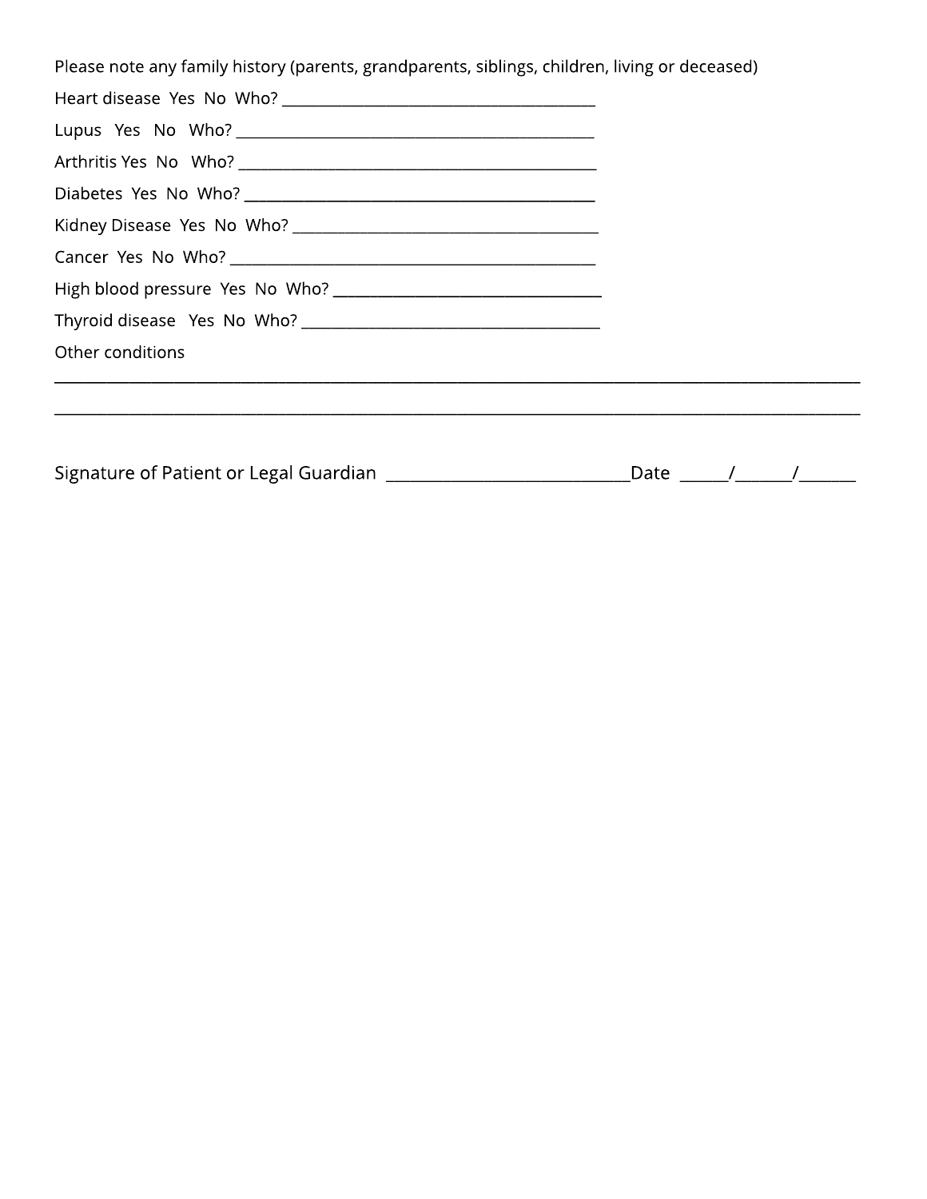Please note any family history (parents, grandparents, siblings, children, living or deceased)

Heart disease Yes No Who? ________________________________________

Lupus Yes No Who? ________________________________________

Arthritis Yes No Who? ________________________________________

Diabetes Yes No Who? ________________________________________

Kidney Disease Yes No Who? ________________________________________

Cancer Yes No Who? ________________________________________

High blood pressure Yes No Who? ________________________________________

Thyroid disease Yes No Who? ________________________________________

Other conditions

______________________________________________________________________________________________

______________________________________________________________________________________________

Signature of Patient or Legal Guardian ____________________________ Date _____/______/______